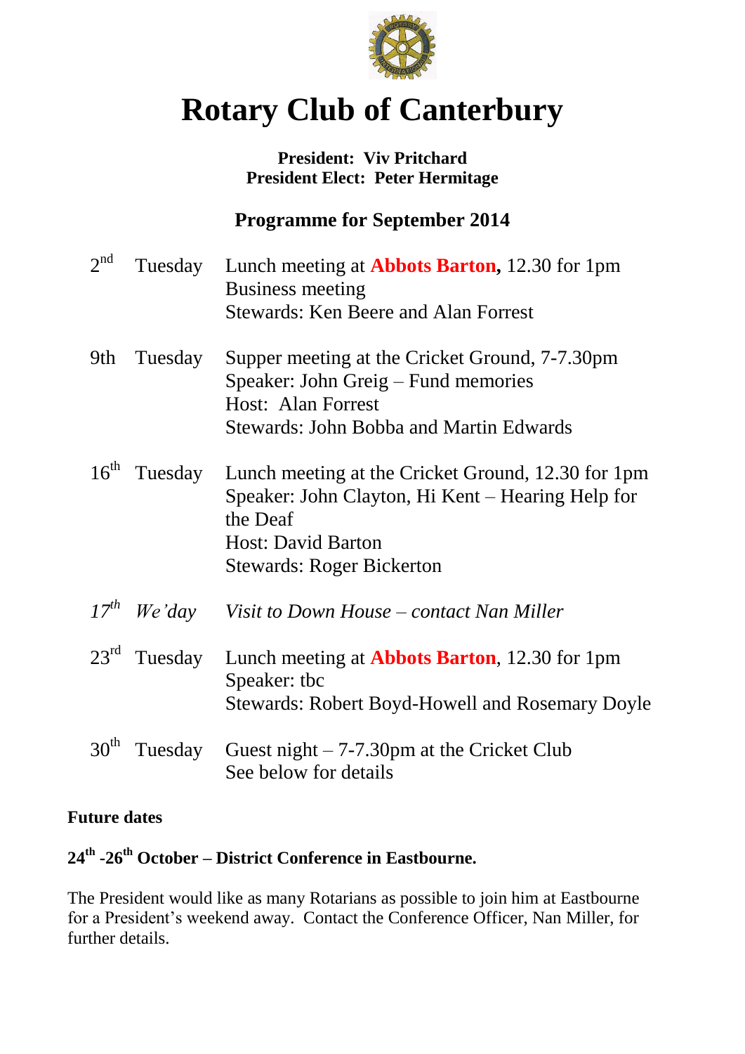# Rotary Club of Canterbury

**President: Viv Pritchard**
**President Elect: Peter Hermitage**

## Programme for September 2014

| | | |
|---|---|---|
| 2nd | Tuesday | Lunch meeting at **Abbots Barton,** 12.30 for 1pm<br>Business meeting<br>Stewards: Ken Beere and Alan Forrest |
| 9th | Tuesday | Supper meeting at the Cricket Ground, 7-7.30pm<br>Speaker: John Greig – Fund memories<br>Host: Alan Forrest<br>Stewards: John Bobba and Martin Edwards |
| 16th | Tuesday | Lunch meeting at the Cricket Ground, 12.30 for 1pm<br>Speaker: John Clayton, Hi Kent – Hearing Help for the Deaf<br>Host: David Barton<br>Stewards: Roger Bickerton |
| *17th* | *We'day* | *Visit to Down House – contact Nan Miller* |
| 23rd | Tuesday | Lunch meeting at **Abbots Barton**, 12.30 for 1pm<br>Speaker: tbc<br>Stewards: Robert Boyd-Howell and Rosemary Doyle |
| 30th | Tuesday | Guest night – 7-7.30pm at the Cricket Club<br>See below for details |

**Future dates**

**24th -26th October – District Conference in Eastbourne.**

The President would like as many Rotarians as possible to join him at Eastbourne for a President's weekend away. Contact the Conference Officer, Nan Miller, for further details.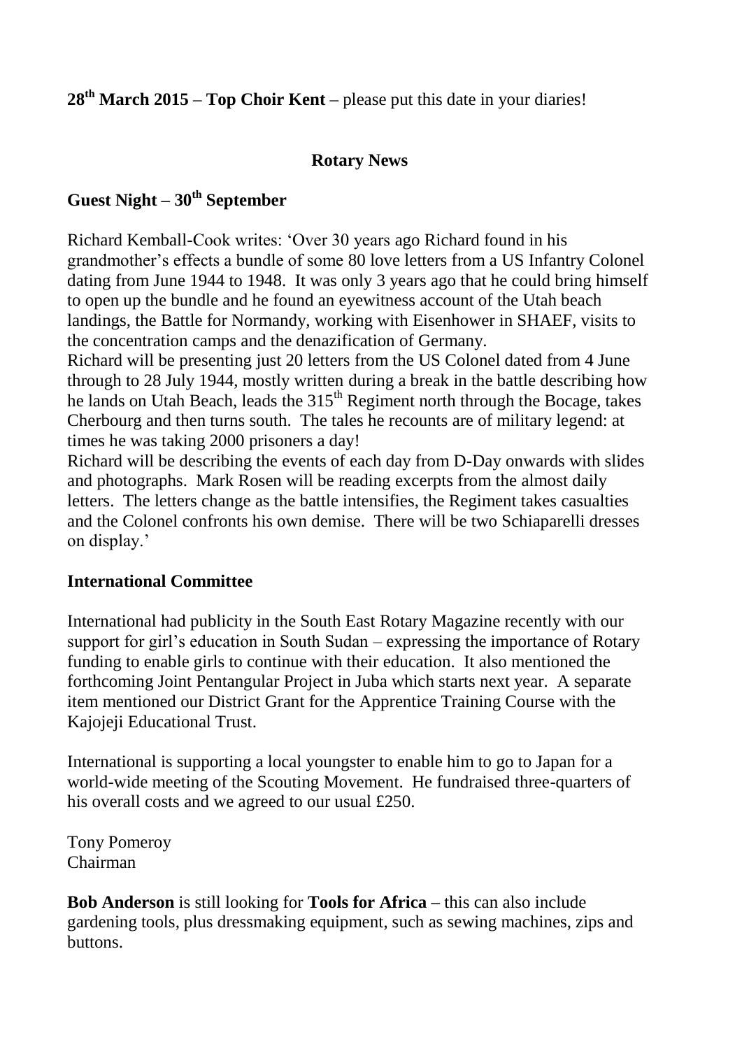**28th March 2015 – Top Choir Kent –** please put this date in your diaries!

## Rotary News

### Guest Night – 30th September

Richard Kemball-Cook writes: 'Over 30 years ago Richard found in his grandmother's effects a bundle of some 80 love letters from a US Infantry Colonel dating from June 1944 to 1948. It was only 3 years ago that he could bring himself to open up the bundle and he found an eyewitness account of the Utah beach landings, the Battle for Normandy, working with Eisenhower in SHAEF, visits to the concentration camps and the denazification of Germany.

Richard will be presenting just 20 letters from the US Colonel dated from 4 June through to 28 July 1944, mostly written during a break in the battle describing how he lands on Utah Beach, leads the 315th Regiment north through the Bocage, takes Cherbourg and then turns south. The tales he recounts are of military legend: at times he was taking 2000 prisoners a day!

Richard will be describing the events of each day from D-Day onwards with slides and photographs. Mark Rosen will be reading excerpts from the almost daily letters. The letters change as the battle intensifies, the Regiment takes casualties and the Colonel confronts his own demise. There will be two Schiaparelli dresses on display.'

### International Committee

International had publicity in the South East Rotary Magazine recently with our support for girl's education in South Sudan – expressing the importance of Rotary funding to enable girls to continue with their education. It also mentioned the forthcoming Joint Pentangular Project in Juba which starts next year. A separate item mentioned our District Grant for the Apprentice Training Course with the Kajojeji Educational Trust.

International is supporting a local youngster to enable him to go to Japan for a world-wide meeting of the Scouting Movement. He fundraised three-quarters of his overall costs and we agreed to our usual £250.

Tony Pomeroy
Chairman

**Bob Anderson** is still looking for **Tools for Africa –** this can also include gardening tools, plus dressmaking equipment, such as sewing machines, zips and buttons.